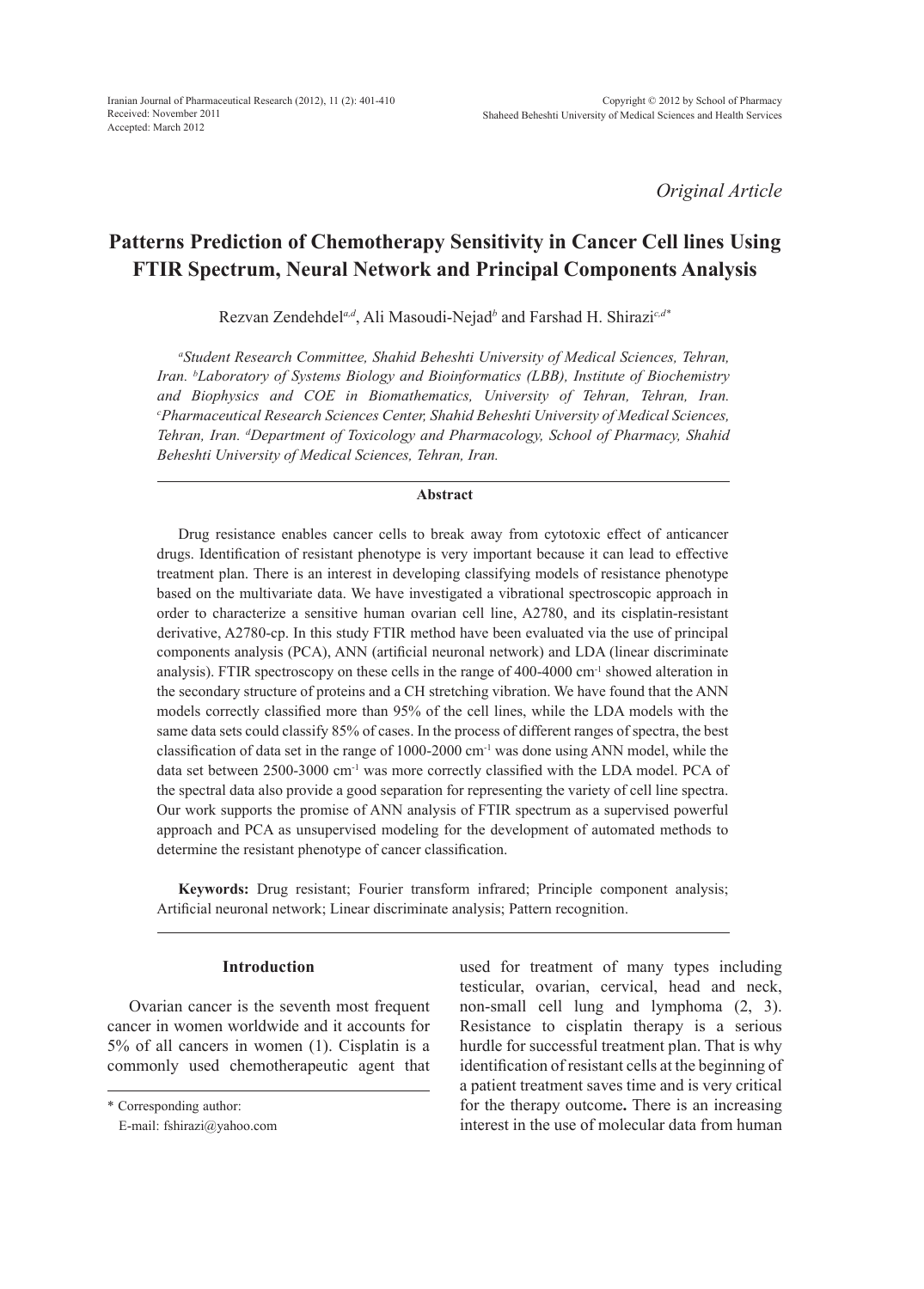Received: November 2011
Accepted: March 2012

*Original Article*

# Patterns Prediction of Chemotherapy Sensitivity in Cancer Cell lines Using FTIR Spectrum, Neural Network and Principal Components Analysis

Rezvan Zendehdel[a,d], Ali Masoudi-Nejad[b] and Farshad H. Shirazi[c,d*]

*[a]Student Research Committee, Shahid Beheshti University of Medical Sciences, Tehran, Iran. [b]Laboratory of Systems Biology and Bioinformatics (LBB), Institute of Biochemistry and Biophysics and COE in Biomathematics, University of Tehran, Tehran, Iran. [c]Pharmaceutical Research Sciences Center, Shahid Beheshti University of Medical Sciences, Tehran, Iran. [d]Department of Toxicology and Pharmacology, School of Pharmacy, Shahid Beheshti University of Medical Sciences, Tehran, Iran.*

## Abstract

Drug resistance enables cancer cells to break away from cytotoxic effect of anticancer drugs. Identification of resistant phenotype is very important because it can lead to effective treatment plan. There is an interest in developing classifying models of resistance phenotype based on the multivariate data. We have investigated a vibrational spectroscopic approach in order to characterize a sensitive human ovarian cell line, A2780, and its cisplatin-resistant derivative, A2780-cp. In this study FTIR method have been evaluated via the use of principal components analysis (PCA), ANN (artificial neuronal network) and LDA (linear discriminate analysis). FTIR spectroscopy on these cells in the range of 400-4000 $cm^{-1}$ showed alteration in the secondary structure of proteins and a CH stretching vibration. We have found that the ANN models correctly classified more than 95% of the cell lines, while the LDA models with the same data sets could classify 85% of cases. In the process of different ranges of spectra, the best classification of data set in the range of 1000-2000 $cm^{-1}$ was done using ANN model, while the data set between 2500-3000 $cm^{-1}$ was more correctly classified with the LDA model. PCA of the spectral data also provide a good separation for representing the variety of cell line spectra. Our work supports the promise of ANN analysis of FTIR spectrum as a supervised powerful approach and PCA as unsupervised modeling for the development of automated methods to determine the resistant phenotype of cancer classification.

**Keywords:** Drug resistant; Fourier transform infrared; Principle component analysis; Artificial neuronal network; Linear discriminate analysis; Pattern recognition.

## Introduction

Ovarian cancer is the seventh most frequent cancer in women worldwide and it accounts for 5% of all cancers in women (1). Cisplatin is a commonly used chemotherapeutic agent that used for treatment of many types including testicular, ovarian, cervical, head and neck, non-small cell lung and lymphoma (2, 3). Resistance to cisplatin therapy is a serious hurdle for successful treatment plan. That is why identification of resistant cells at the beginning of a patient treatment saves time and is very critical for the therapy outcome**.** There is an increasing interest in the use of molecular data from human

\* Corresponding author:
E-mail: fshirazi@yahoo.com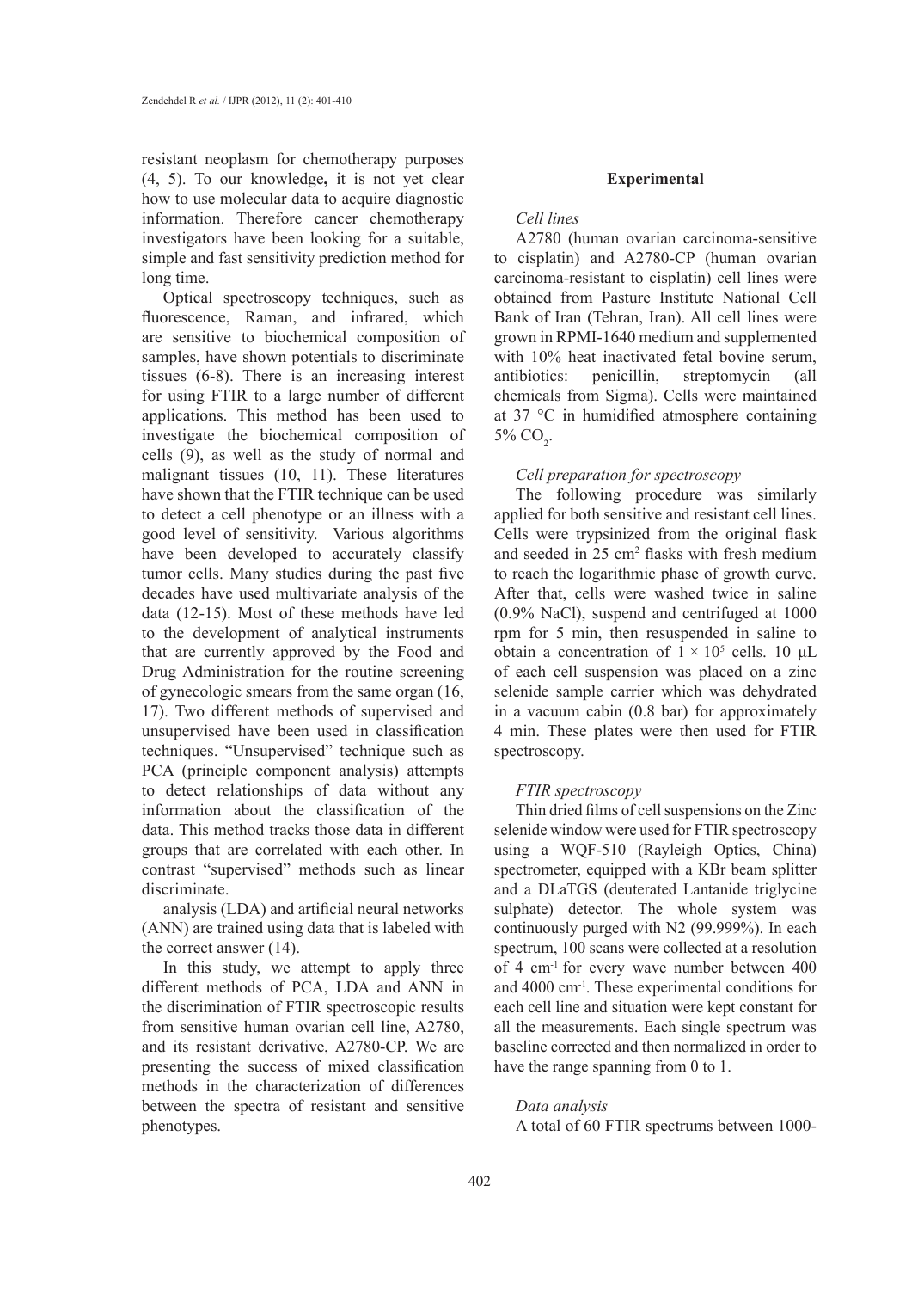resistant neoplasm for chemotherapy purposes (4, 5). To our knowledge**,** it is not yet clear how to use molecular data to acquire diagnostic information. Therefore cancer chemotherapy investigators have been looking for a suitable, simple and fast sensitivity prediction method for long time.

Optical spectroscopy techniques, such as fluorescence, Raman, and infrared, which are sensitive to biochemical composition of samples, have shown potentials to discriminate tissues (6-8). There is an increasing interest for using FTIR to a large number of different applications. This method has been used to investigate the biochemical composition of cells (9), as well as the study of normal and malignant tissues (10, 11). These literatures have shown that the FTIR technique can be used to detect a cell phenotype or an illness with a good level of sensitivity. Various algorithms have been developed to accurately classify tumor cells. Many studies during the past five decades have used multivariate analysis of the data (12-15). Most of these methods have led to the development of analytical instruments that are currently approved by the Food and Drug Administration for the routine screening of gynecologic smears from the same organ (16, 17). Two different methods of supervised and unsupervised have been used in classification techniques. "Unsupervised" technique such as PCA (principle component analysis) attempts to detect relationships of data without any information about the classification of the data. This method tracks those data in different groups that are correlated with each other. In contrast "supervised" methods such as linear discriminate.

analysis (LDA) and artificial neural networks (ANN) are trained using data that is labeled with the correct answer (14).

In this study, we attempt to apply three different methods of PCA, LDA and ANN in the discrimination of FTIR spectroscopic results from sensitive human ovarian cell line, A2780, and its resistant derivative, A2780-CP. We are presenting the success of mixed classification methods in the characterization of differences between the spectra of resistant and sensitive phenotypes.

## Experimental

### *Cell lines*

A2780 (human ovarian carcinoma-sensitive to cisplatin) and A2780-CP (human ovarian carcinoma-resistant to cisplatin) cell lines were obtained from Pasture Institute National Cell Bank of Iran (Tehran, Iran). All cell lines were grown in RPMI-1640 medium and supplemented with 10% heat inactivated fetal bovine serum, antibiotics: penicillin, streptomycin (all chemicals from Sigma). Cells were maintained at 37 °C in humidified atmosphere containing 5% $CO_2$.

### *Cell preparation for spectroscopy*

The following procedure was similarly applied for both sensitive and resistant cell lines. Cells were trypsinized from the original flask and seeded in 25 $cm^2$ flasks with fresh medium to reach the logarithmic phase of growth curve. After that, cells were washed twice in saline (0.9% NaCl), suspend and centrifuged at 1000 rpm for 5 min, then resuspended in saline to obtain a concentration of $1 \times 10^5$ cells. 10 µL of each cell suspension was placed on a zinc selenide sample carrier which was dehydrated in a vacuum cabin (0.8 bar) for approximately 4 min. These plates were then used for FTIR spectroscopy.

### *FTIR spectroscopy*

Thin dried films of cell suspensions on the Zinc selenide window were used for FTIR spectroscopy using a WQF-510 (Rayleigh Optics, China) spectrometer, equipped with a KBr beam splitter and a DLaTGS (deuterated Lantanide triglycine sulphate) detector. The whole system was continuously purged with N2 (99.999%). In each spectrum, 100 scans were collected at a resolution of 4 $cm^{-1}$ for every wave number between 400 and 4000 $cm^{-1}$. These experimental conditions for each cell line and situation were kept constant for all the measurements. Each single spectrum was baseline corrected and then normalized in order to have the range spanning from 0 to 1.

### *Data analysis*

A total of 60 FTIR spectrums between 1000-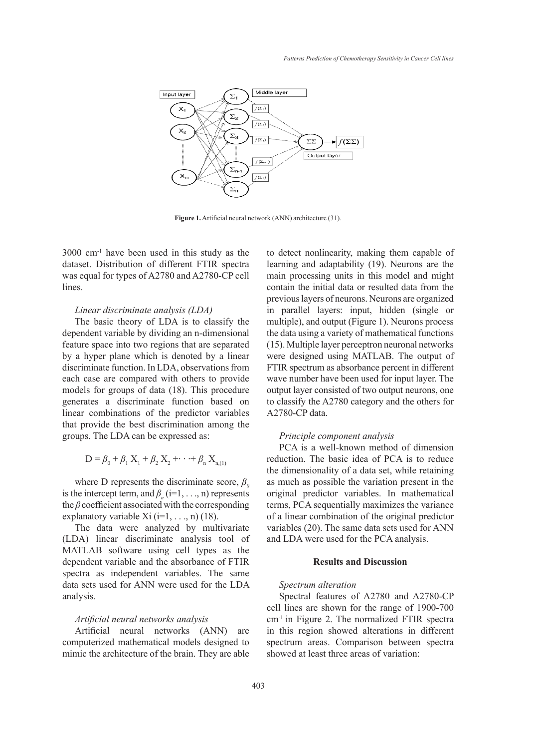**Figure 1.** Artificial neural network (ANN) architecture (31).

3000 $cm^{-1}$ have been used in this study as the dataset. Distribution of different FTIR spectra was equal for types of A2780 and A2780-CP cell lines.

*Linear discriminate analysis (LDA)*

The basic theory of LDA is to classify the dependent variable by dividing an n-dimensional feature space into two regions that are separated by a hyper plane which is denoted by a linear discriminate function. In LDA, observations from each case are compared with others to provide models for groups of data (18). This procedure generates a discriminate function based on linear combinations of the predictor variables that provide the best discrimination among the groups. The LDA can be expressed as:

$$D = \beta_0 + \beta_1 X_1 + \beta_2 X_2 + \cdots + \beta_n X_n \quad (1)$$

where D represents the discriminate score, $\beta_0$ is the intercept term, and $\beta_n$ (i=1, . . ., n) represents the $\beta$ coefficient associated with the corresponding explanatory variable Xi (i=1, . . ., n) (18).

The data were analyzed by multivariate (LDA) linear discriminate analysis tool of MATLAB software using cell types as the dependent variable and the absorbance of FTIR spectra as independent variables. The same data sets used for ANN were used for the LDA analysis.

*Artificial neural networks analysis*

Artificial neural networks (ANN) are computerized mathematical models designed to mimic the architecture of the brain. They are able to detect nonlinearity, making them capable of learning and adaptability (19). Neurons are the main processing units in this model and might contain the initial data or resulted data from the previous layers of neurons. Neurons are organized in parallel layers: input, hidden (single or multiple), and output (Figure 1). Neurons process the data using a variety of mathematical functions (15). Multiple layer perceptron neuronal networks were designed using MATLAB. The output of FTIR spectrum as absorbance percent in different wave number have been used for input layer. The output layer consisted of two output neurons, one to classify the A2780 category and the others for A2780-CP data.

*Principle component analysis*

PCA is a well-known method of dimension reduction. The basic idea of PCA is to reduce the dimensionality of a data set, while retaining as much as possible the variation present in the original predictor variables. In mathematical terms, PCA sequentially maximizes the variance of a linear combination of the original predictor variables (20). The same data sets used for ANN and LDA were used for the PCA analysis.

## Results and Discussion

*Spectrum alteration*

Spectral features of A2780 and A2780-CP cell lines are shown for the range of 1900-700 $cm^{-1}$ in Figure 2. The normalized FTIR spectra in this region showed alterations in different spectrum areas. Comparison between spectra showed at least three areas of variation: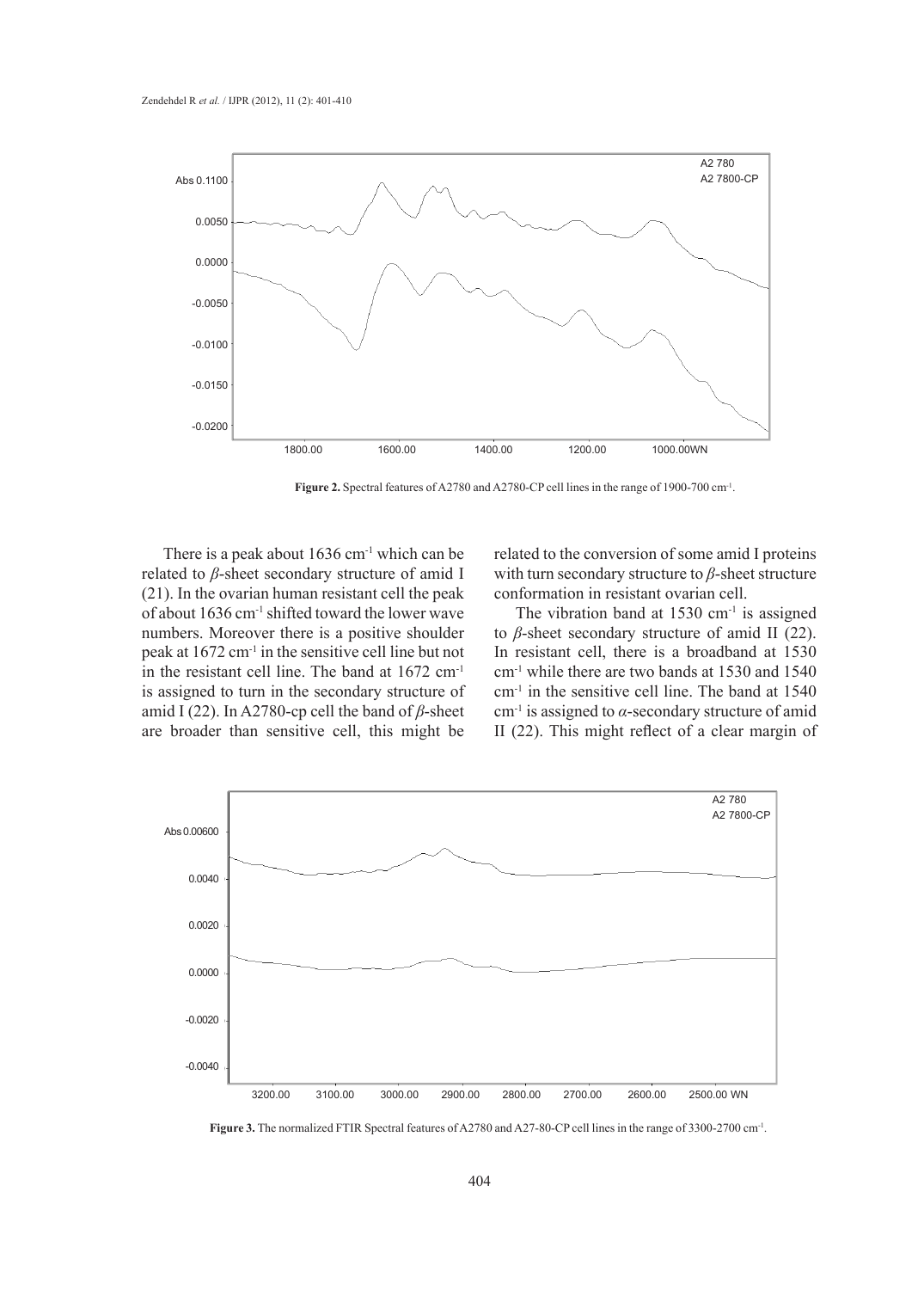**Figure 2.** Spectral features of A2780 and A2780-CP cell lines in the range of 1900-700 cm$^{-1}$.

There is a peak about 1636 cm$^{-1}$ which can be related to *β*-sheet secondary structure of amid I (21). In the ovarian human resistant cell the peak of about 1636 cm$^{-1}$ shifted toward the lower wave numbers. Moreover there is a positive shoulder peak at 1672 cm$^{-1}$ in the sensitive cell line but not in the resistant cell line. The band at 1672 cm$^{-1}$ is assigned to turn in the secondary structure of amid I (22). In A2780-cp cell the band of *β*-sheet are broader than sensitive cell, this might be related to the conversion of some amid I proteins with turn secondary structure to *β*-sheet structure conformation in resistant ovarian cell.

The vibration band at 1530 cm$^{-1}$ is assigned to *β*-sheet secondary structure of amid II (22). In resistant cell, there is a broadband at 1530 cm$^{-1}$ while there are two bands at 1530 and 1540 cm$^{-1}$ in the sensitive cell line. The band at 1540 cm$^{-1}$ is assigned to *α*-secondary structure of amid II (22). This might reflect of a clear margin of

**Figure 3.** The normalized FTIR Spectral features of A2780 and A27-80-CP cell lines in the range of 3300-2700 cm$^{-1}$.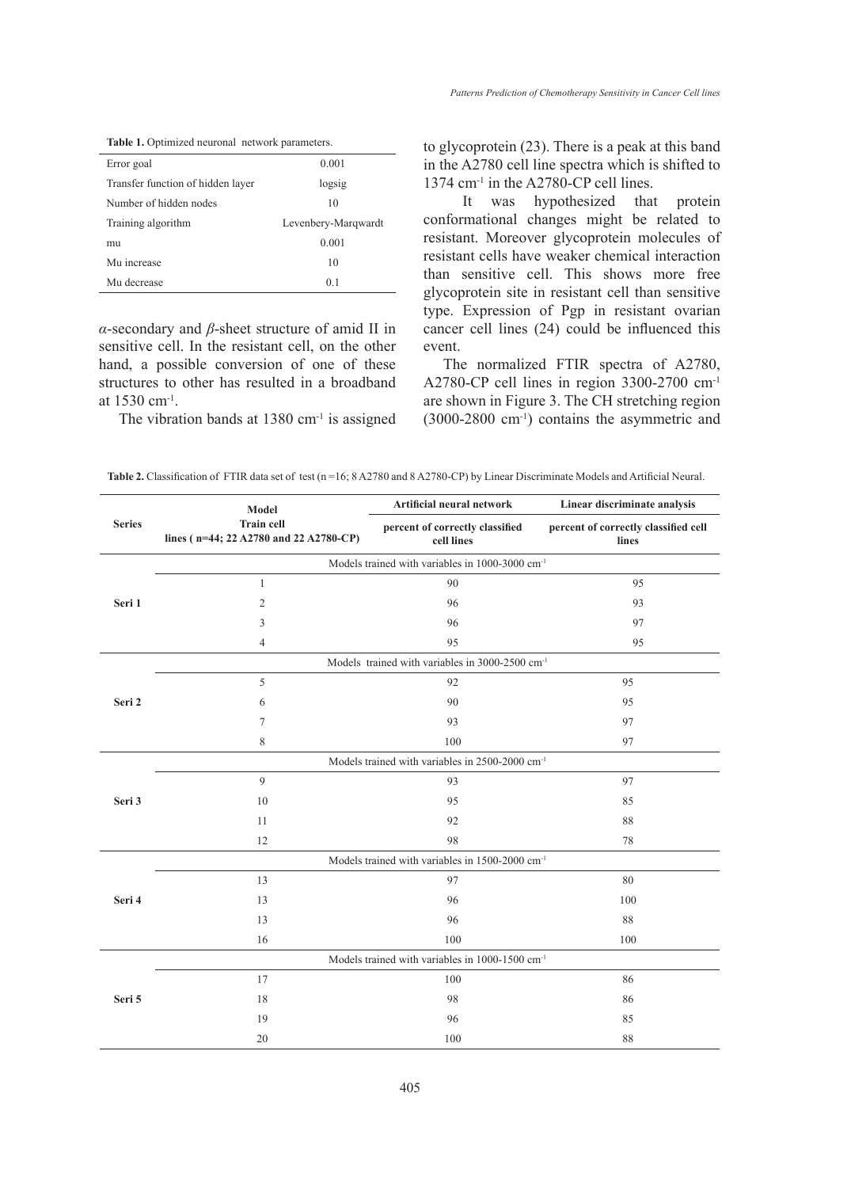**Table 1.** Optimized neuronal network parameters.

| | |
|---|---|
| Error goal | 0.001 |
| Transfer function of hidden layer | logsig |
| Number of hidden nodes | 10 |
| Training algorithm | Levenbery-Marqwardt |
| mu | 0.001 |
| Mu increase | 10 |
| Mu decrease | 0.1 |

$\alpha$-secondary and $\beta$-sheet structure of amid II in sensitive cell. In the resistant cell, on the other hand, a possible conversion of one of these structures to other has resulted in a broadband at 1530 cm$^{-1}$.

The vibration bands at 1380 cm$^{-1}$ is assigned to glycoprotein (23). There is a peak at this band in the A2780 cell line spectra which is shifted to 1374 cm$^{-1}$ in the A2780-CP cell lines.

It was hypothesized that protein conformational changes might be related to resistant. Moreover glycoprotein molecules of resistant cells have weaker chemical interaction than sensitive cell. This shows more free glycoprotein site in resistant cell than sensitive type. Expression of Pgp in resistant ovarian cancer cell lines (24) could be influenced this event.

The normalized FTIR spectra of A2780, A2780-CP cell lines in region 3300-2700 cm$^{-1}$ are shown in Figure 3. The CH stretching region (3000-2800 cm$^{-1}$) contains the asymmetric and

**Table 2.** Classification of FTIR data set of test (n =16; 8 A2780 and 8 A2780-CP) by Linear Discriminate Models and Artificial Neural.

| Series | Model<br>Train cell lines ( n=44; 22 A2780 and 22 A2780-CP) | Artificial neural network<br>percent of correctly classified cell lines | Linear discriminate analysis<br>percent of correctly classified cell lines |
|---|---|---|---|
| | Models trained with variables in 1000-3000 cm$^{-1}$ | | |
| Seri 1 | 1 | 90 | 95 |
| | 2 | 96 | 93 |
| | 3 | 96 | 97 |
| | 4 | 95 | 95 |
| | Models trained with variables in 3000-2500 cm$^{-1}$ | | |
| Seri 2 | 5 | 92 | 95 |
| | 6 | 90 | 95 |
| | 7 | 93 | 97 |
| | 8 | 100 | 97 |
| | Models trained with variables in 2500-2000 cm$^{-1}$ | | |
| Seri 3 | 9 | 93 | 97 |
| | 10 | 95 | 85 |
| | 11 | 92 | 88 |
| | 12 | 98 | 78 |
| | Models trained with variables in 1500-2000 cm$^{-1}$ | | |
| Seri 4 | 13 | 97 | 80 |
| | 13 | 96 | 100 |
| | 13 | 96 | 88 |
| | 16 | 100 | 100 |
| | Models trained with variables in 1000-1500 cm$^{-1}$ | | |
| Seri 5 | 17 | 100 | 86 |
| | 18 | 98 | 86 |
| | 19 | 96 | 85 |
| | 20 | 100 | 88 |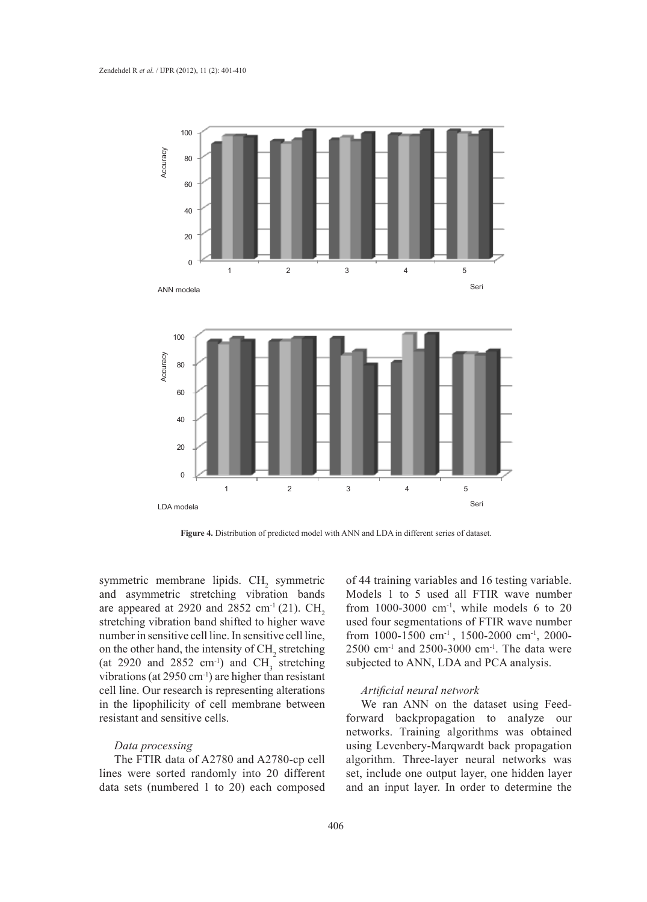Figure 4. Distribution of predicted model with ANN and LDA in different series of dataset.

symmetric membrane lipids. $CH_2$ symmetric and asymmetric stretching vibration bands are appeared at 2920 and 2852 $cm^{-1}$ (21). $CH_2$ stretching vibration band shifted to higher wave number in sensitive cell line. In sensitive cell line, on the other hand, the intensity of $CH_2$ stretching (at 2920 and 2852 $cm^{-1}$) and $CH_3$ stretching vibrations (at 2950 $cm^{-1}$) are higher than resistant cell line. Our research is representing alterations in the lipophilicity of cell membrane between resistant and sensitive cells.

### *Data processing*

The FTIR data of A2780 and A2780-cp cell lines were sorted randomly into 20 different data sets (numbered 1 to 20) each composed of 44 training variables and 16 testing variable. Models 1 to 5 used all FTIR wave number from 1000-3000 $cm^{-1}$, while models 6 to 20 used four segmentations of FTIR wave number from 1000-1500 $cm^{-1}$, 1500-2000 $cm^{-1}$, 2000-2500 $cm^{-1}$ and 2500-3000 $cm^{-1}$. The data were subjected to ANN, LDA and PCA analysis.

### *Artificial neural network*

We ran ANN on the dataset using Feed-forward backpropagation to analyze our networks. Training algorithms was obtained using Levenbery-Marqwardt back propagation algorithm. Three-layer neural networks was set, include one output layer, one hidden layer and an input layer. In order to determine the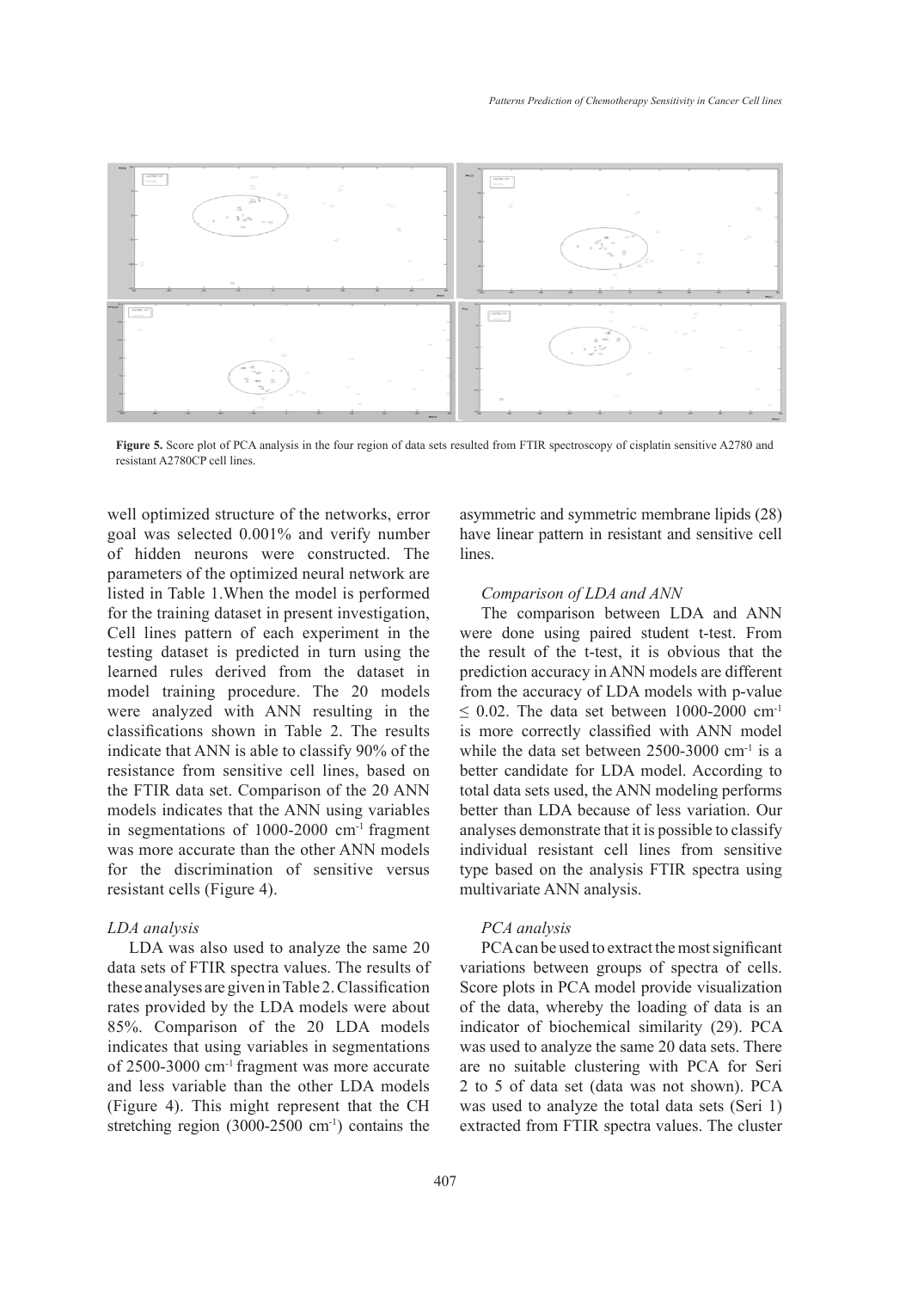Figure 5. Score plot of PCA analysis in the four region of data sets resulted from FTIR spectroscopy of cisplatin sensitive A2780 and resistant A2780CP cell lines.

well optimized structure of the networks, error goal was selected 0.001% and verify number of hidden neurons were constructed. The parameters of the optimized neural network are listed in Table 1.When the model is performed for the training dataset in present investigation, Cell lines pattern of each experiment in the testing dataset is predicted in turn using the learned rules derived from the dataset in model training procedure. The 20 models were analyzed with ANN resulting in the classifications shown in Table 2. The results indicate that ANN is able to classify 90% of the resistance from sensitive cell lines, based on the FTIR data set. Comparison of the 20 ANN models indicates that the ANN using variables in segmentations of 1000-2000 cm$^{-1}$ fragment was more accurate than the other ANN models for the discrimination of sensitive versus resistant cells (Figure 4).

*LDA analysis*

LDA was also used to analyze the same 20 data sets of FTIR spectra values. The results of these analyses are given in Table 2. Classification rates provided by the LDA models were about 85%. Comparison of the 20 LDA models indicates that using variables in segmentations of 2500-3000 cm$^{-1}$ fragment was more accurate and less variable than the other LDA models (Figure 4). This might represent that the CH stretching region (3000-2500 cm$^{-1}$) contains the asymmetric and symmetric membrane lipids (28) have linear pattern in resistant and sensitive cell lines.

*Comparison of LDA and ANN*

The comparison between LDA and ANN were done using paired student t-test. From the result of the t-test, it is obvious that the prediction accuracy in ANN models are different from the accuracy of LDA models with p-value $\leq 0.02$. The data set between 1000-2000 cm$^{-1}$ is more correctly classified with ANN model while the data set between 2500-3000 cm$^{-1}$ is a better candidate for LDA model. According to total data sets used, the ANN modeling performs better than LDA because of less variation. Our analyses demonstrate that it is possible to classify individual resistant cell lines from sensitive type based on the analysis FTIR spectra using multivariate ANN analysis.

*PCA analysis*

PCA can be used to extract the most significant variations between groups of spectra of cells. Score plots in PCA model provide visualization of the data, whereby the loading of data is an indicator of biochemical similarity (29). PCA was used to analyze the same 20 data sets. There are no suitable clustering with PCA for Seri 2 to 5 of data set (data was not shown). PCA was used to analyze the total data sets (Seri 1) extracted from FTIR spectra values. The cluster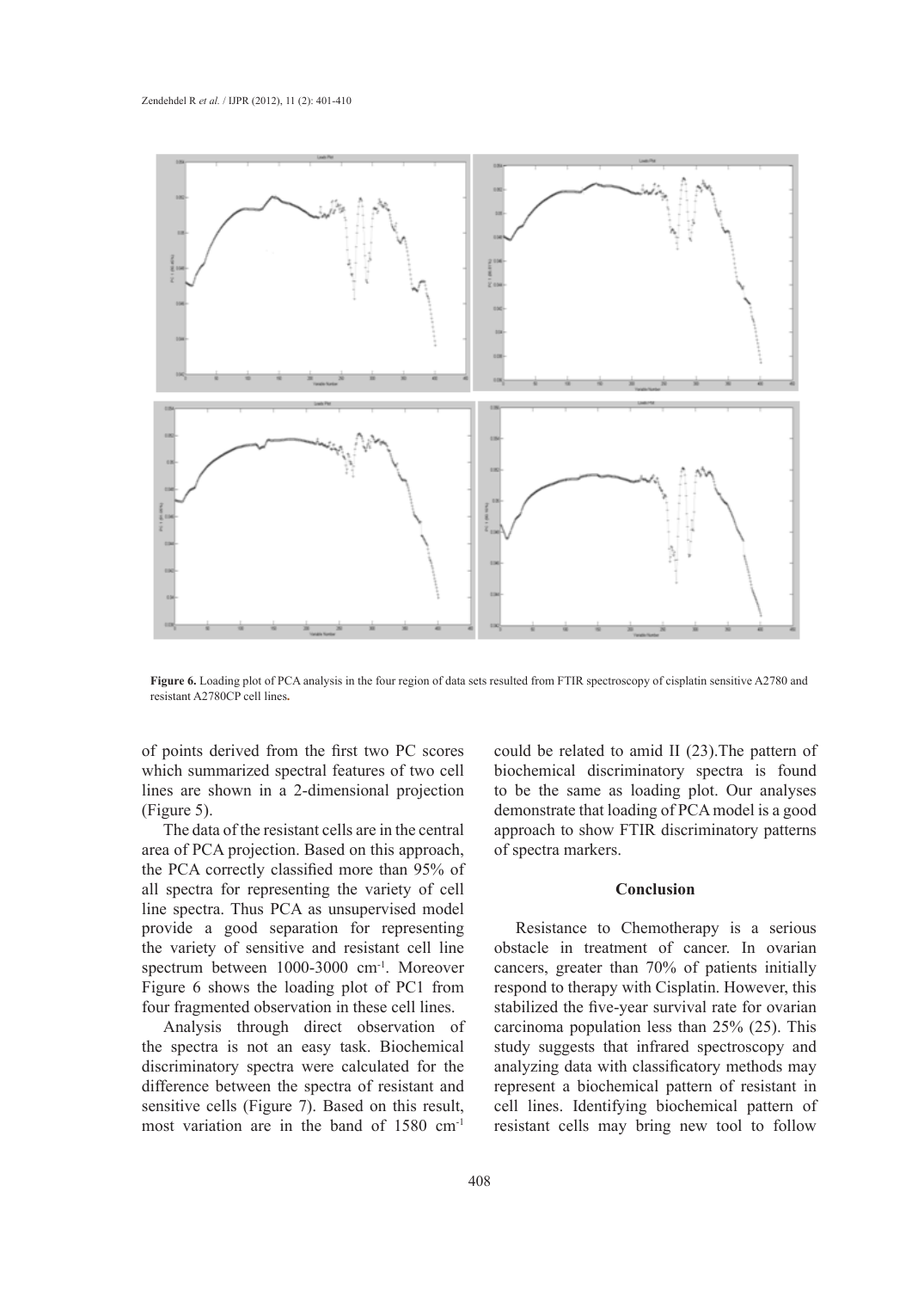**Figure 6.** Loading plot of PCA analysis in the four region of data sets resulted from FTIR spectroscopy of cisplatin sensitive A2780 and resistant A2780CP cell lines.

of points derived from the first two PC scores which summarized spectral features of two cell lines are shown in a 2-dimensional projection (Figure 5).

The data of the resistant cells are in the central area of PCA projection. Based on this approach, the PCA correctly classified more than 95% of all spectra for representing the variety of cell line spectra. Thus PCA as unsupervised model provide a good separation for representing the variety of sensitive and resistant cell line spectrum between 1000-3000 $cm^{-1}$. Moreover Figure 6 shows the loading plot of PC1 from four fragmented observation in these cell lines.

Analysis through direct observation of the spectra is not an easy task. Biochemical discriminatory spectra were calculated for the difference between the spectra of resistant and sensitive cells (Figure 7). Based on this result, most variation are in the band of 1580 $cm^{-1}$ could be related to amid II (23).The pattern of biochemical discriminatory spectra is found to be the same as loading plot. Our analyses demonstrate that loading of PCA model is a good approach to show FTIR discriminatory patterns of spectra markers.

## Conclusion

Resistance to Chemotherapy is a serious obstacle in treatment of cancer. In ovarian cancers, greater than 70% of patients initially respond to therapy with Cisplatin. However, this stabilized the five-year survival rate for ovarian carcinoma population less than 25% (25). This study suggests that infrared spectroscopy and analyzing data with classificatory methods may represent a biochemical pattern of resistant in cell lines. Identifying biochemical pattern of resistant cells may bring new tool to follow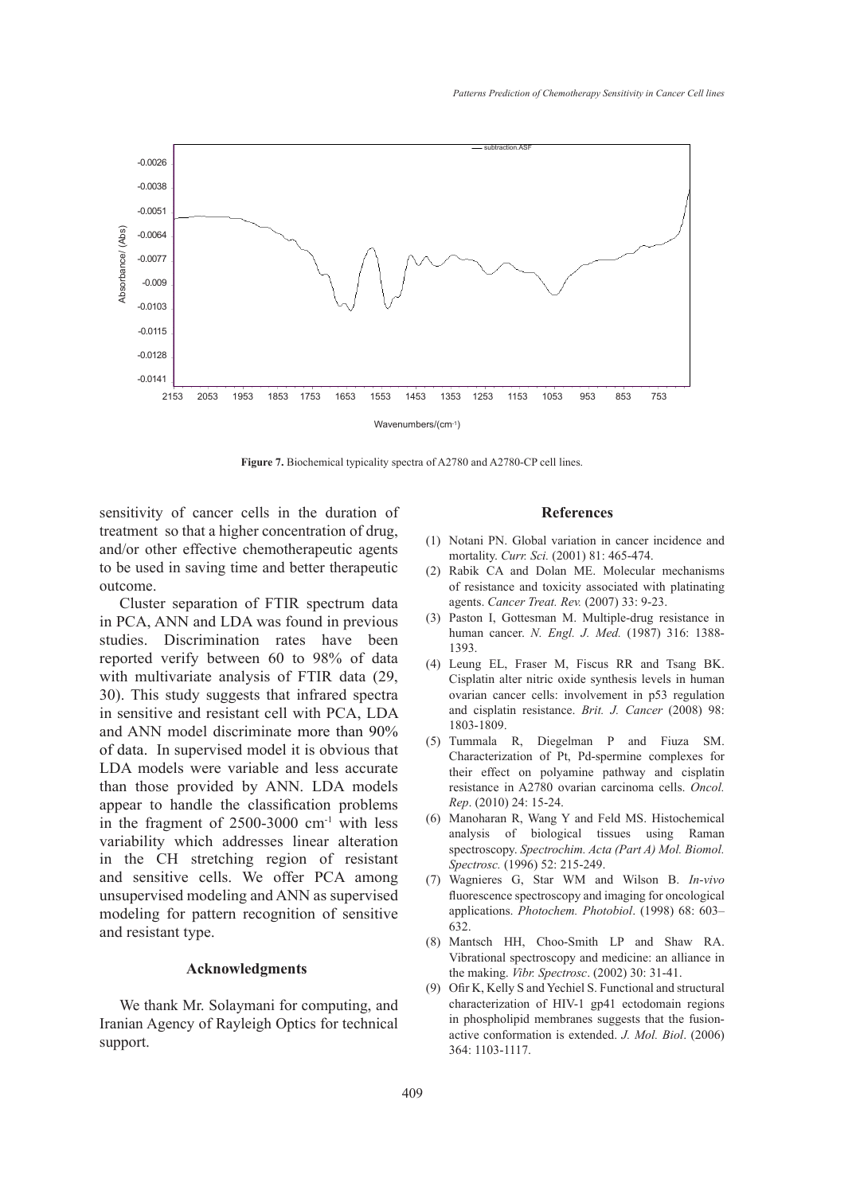Figure 7. Biochemical typicality spectra of A2780 and A2780-CP cell lines.

sensitivity of cancer cells in the duration of treatment so that a higher concentration of drug, and/or other effective chemotherapeutic agents to be used in saving time and better therapeutic outcome.

Cluster separation of FTIR spectrum data in PCA, ANN and LDA was found in previous studies. Discrimination rates have been reported verify between 60 to 98% of data with multivariate analysis of FTIR data (29, 30). This study suggests that infrared spectra in sensitive and resistant cell with PCA, LDA and ANN model discriminate more than 90% of data. In supervised model it is obvious that LDA models were variable and less accurate than those provided by ANN. LDA models appear to handle the classification problems in the fragment of 2500-3000 $cm^{-1}$ with less variability which addresses linear alteration in the CH stretching region of resistant and sensitive cells. We offer PCA among unsupervised modeling and ANN as supervised modeling for pattern recognition of sensitive and resistant type.

## Acknowledgments

We thank Mr. Solaymani for computing, and Iranian Agency of Rayleigh Optics for technical support.

## References

(1) Notani PN. Global variation in cancer incidence and mortality. *Curr. Sci.* (2001) 81: 465-474.

(2) Rabik CA and Dolan ME. Molecular mechanisms of resistance and toxicity associated with platinating agents. *Cancer Treat. Rev.* (2007) 33: 9-23.

(3) Paston I, Gottesman M. Multiple-drug resistance in human cancer. *N. Engl. J. Med.* (1987) 316: 1388-1393.

(4) Leung EL, Fraser M, Fiscus RR and Tsang BK. Cisplatin alter nitric oxide synthesis levels in human ovarian cancer cells: involvement in p53 regulation and cisplatin resistance. *Brit. J. Cancer* (2008) 98: 1803-1809.

(5) Tummala R, Diegelman P and Fiuza SM. Characterization of Pt, Pd-spermine complexes for their effect on polyamine pathway and cisplatin resistance in A2780 ovarian carcinoma cells. *Oncol. Rep*. (2010) 24: 15-24.

(6) Manoharan R, Wang Y and Feld MS. Histochemical analysis of biological tissues using Raman spectroscopy. *Spectrochim. Acta (Part A) Mol. Biomol. Spectrosc.* (1996) 52: 215-249.

(7) Wagnieres G, Star WM and Wilson B. *In-vivo* fluorescence spectroscopy and imaging for oncological applications. *Photochem. Photobiol*. (1998) 68: 603–632.

(8) Mantsch HH, Choo-Smith LP and Shaw RA. Vibrational spectroscopy and medicine: an alliance in the making. *Vibr. Spectrosc*. (2002) 30: 31-41.

(9) Ofir K, Kelly S and Yechiel S. Functional and structural characterization of HIV-1 gp41 ectodomain regions in phospholipid membranes suggests that the fusion-active conformation is extended. *J. Mol. Biol*. (2006) 364: 1103-1117.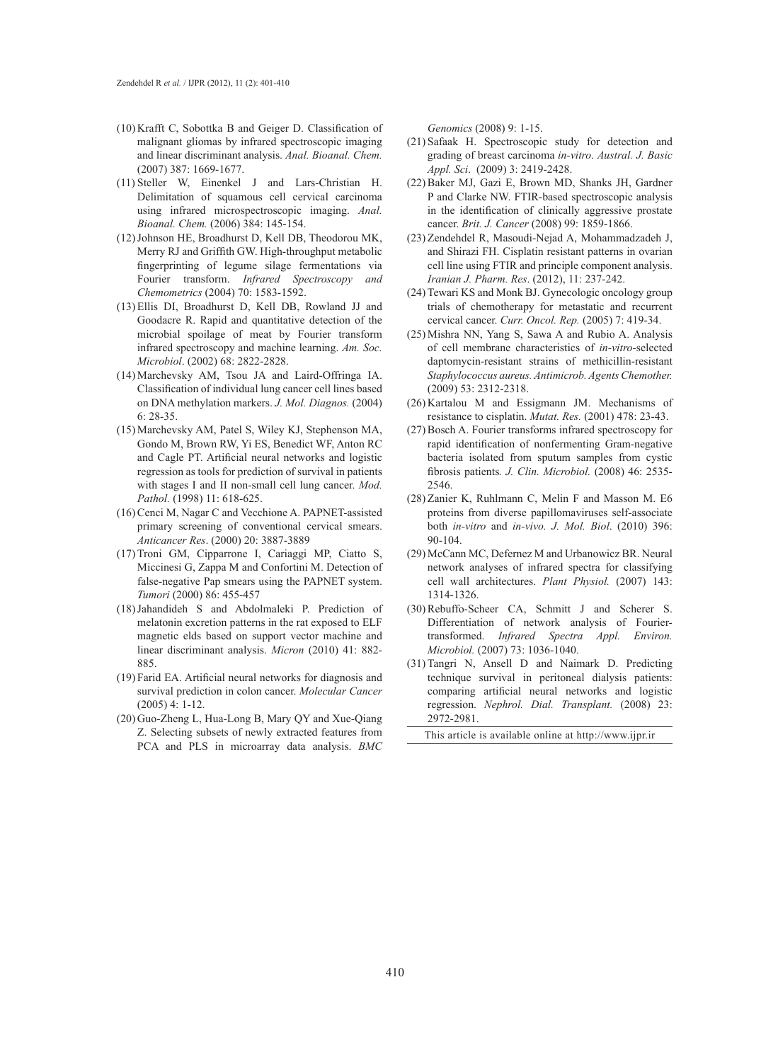(10) Krafft C, Sobottka B and Geiger D. Classification of malignant gliomas by infrared spectroscopic imaging and linear discriminant analysis. *Anal. Bioanal. Chem.* (2007) 387: 1669-1677.

(11) Steller W, Einenkel J and Lars-Christian H. Delimitation of squamous cell cervical carcinoma using infrared microspectroscopic imaging. *Anal. Bioanal. Chem.* (2006) 384: 145-154.

(12) Johnson HE, Broadhurst D, Kell DB, Theodorou MK, Merry RJ and Griffith GW. High-throughput metabolic fingerprinting of legume silage fermentations via Fourier transform. *Infrared Spectroscopy and Chemometrics* (2004) 70: 1583-1592.

(13) Ellis DI, Broadhurst D, Kell DB, Rowland JJ and Goodacre R. Rapid and quantitative detection of the microbial spoilage of meat by Fourier transform infrared spectroscopy and machine learning. *Am. Soc. Microbiol*. (2002) 68: 2822-2828.

(14) Marchevsky AM, Tsou JA and Laird-Offringa IA. Classification of individual lung cancer cell lines based on DNA methylation markers. *J. Mol. Diagnos.* (2004) 6: 28-35.

(15) Marchevsky AM, Patel S, Wiley KJ, Stephenson MA, Gondo M, Brown RW, Yi ES, Benedict WF, Anton RC and Cagle PT. Artificial neural networks and logistic regression as tools for prediction of survival in patients with stages I and II non-small cell lung cancer. *Mod. Pathol.* (1998) 11: 618-625.

(16) Cenci M, Nagar C and Vecchione A. PAPNET-assisted primary screening of conventional cervical smears. *Anticancer Res*. (2000) 20: 3887-3889

(17) Troni GM, Cipparrone I, Cariaggi MP, Ciatto S, Miccinesi G, Zappa M and Confortini M. Detection of false-negative Pap smears using the PAPNET system. *Tumori* (2000) 86: 455-457

(18) Jahandideh S and Abdolmaleki P. Prediction of melatonin excretion patterns in the rat exposed to ELF magnetic elds based on support vector machine and linear discriminant analysis. *Micron* (2010) 41: 882-885.

(19) Farid EA. Artificial neural networks for diagnosis and survival prediction in colon cancer. *Molecular Cancer* (2005) 4: 1-12.

(20) Guo-Zheng L, Hua-Long B, Mary QY and Xue-Qiang Z. Selecting subsets of newly extracted features from PCA and PLS in microarray data analysis. *BMC Genomics* (2008) 9: 1-15.

(21) Safaak H. Spectroscopic study for detection and grading of breast carcinoma *in-vitro*. *Austral. J. Basic Appl. Sci*. (2009) 3: 2419-2428.

(22) Baker MJ, Gazi E, Brown MD, Shanks JH, Gardner P and Clarke NW. FTIR-based spectroscopic analysis in the identification of clinically aggressive prostate cancer. *Brit. J. Cancer* (2008) 99: 1859-1866.

(23) Zendehdel R, Masoudi-Nejad A, Mohammadzadeh J, and Shirazi FH. Cisplatin resistant patterns in ovarian cell line using FTIR and principle component analysis. *Iranian J. Pharm. Res*. (2012), 11: 237-242.

(24) Tewari KS and Monk BJ. Gynecologic oncology group trials of chemotherapy for metastatic and recurrent cervical cancer. *Curr. Oncol. Rep.* (2005) 7: 419-34.

(25) Mishra NN, Yang S, Sawa A and Rubio A. Analysis of cell membrane characteristics of *in-vitro*-selected daptomycin-resistant strains of methicillin-resistant *Staphylococcus aureus*. *Antimicrob. Agents Chemother.* (2009) 53: 2312-2318.

(26) Kartalou M and Essigmann JM. Mechanisms of resistance to cisplatin. *Mutat. Res.* (2001) 478: 23-43.

(27) Bosch A. Fourier transforms infrared spectroscopy for rapid identification of nonfermenting Gram-negative bacteria isolated from sputum samples from cystic fibrosis patients*. J. Clin. Microbiol.* (2008) 46: 2535-2546.

(28) Zanier K, Ruhlmann C, Melin F and Masson M. E6 proteins from diverse papillomaviruses self-associate both *in-vitro* and *in-vivo*. *J. Mol. Biol*. (2010) 396: 90-104.

(29) McCann MC, Defernez M and Urbanowicz BR. Neural network analyses of infrared spectra for classifying cell wall architectures. *Plant Physiol.* (2007) 143: 1314-1326.

(30) Rebuffo-Scheer CA, Schmitt J and Scherer S. Differentiation of network analysis of Fourier-transformed. *Infrared Spectra Appl. Environ. Microbiol.* (2007) 73: 1036-1040.

(31) Tangri N, Ansell D and Naimark D. Predicting technique survival in peritoneal dialysis patients: comparing artificial neural networks and logistic regression. *Nephrol. Dial. Transplant.* (2008) 23: 2972-2981.

This article is available online at http://www.ijpr.ir